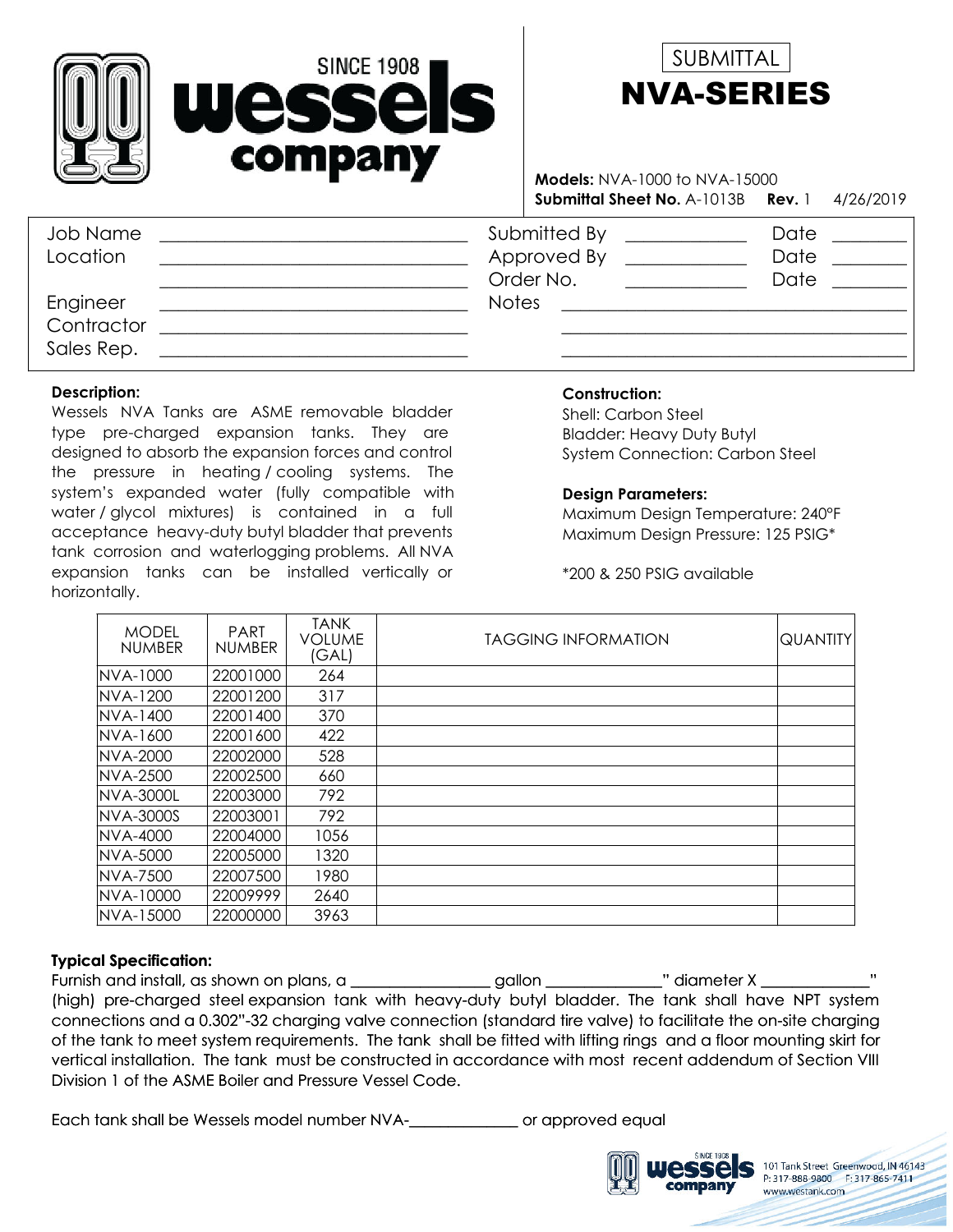SUBMITTAL

# NVA-SERIES

**Models:** NVA-1000 to NVA-15000
**Submittal Sheet No.** A-1013B **Rev.** 1 4/26/2019

| | | | | | |
|---|---|---|---|---|---|
| Job Name | ____________ | Submitted By | ____________ | Date | ________ |
| Location | ____________ | Approved By | ____________ | Date | ________ |
| | ____________ | Order No. | ____________ | Date | ________ |
| Engineer | ____________ | Notes | ____________ | | |
| Contractor | ____________ | | ____________ | | |
| Sales Rep. | ____________ | | ____________ | | |

**Description:**
Wessels NVA Tanks are ASME removable bladder type pre-charged expansion tanks. They are designed to absorb the expansion forces and control the pressure in heating / cooling systems. The system's expanded water (fully compatible with water / glycol mixtures) is contained in a full acceptance heavy-duty butyl bladder that prevents tank corrosion and waterlogging problems. All NVA expansion tanks can be installed vertically or horizontally.

**Construction:**
Shell: Carbon Steel
Bladder: Heavy Duty Butyl
System Connection: Carbon Steel

**Design Parameters:**
Maximum Design Temperature: 240°F
Maximum Design Pressure: 125 PSIG*

*200 & 250 PSIG available

| MODEL NUMBER | PART NUMBER | TANK VOLUME (GAL) | TAGGING INFORMATION | QUANTITY |
|---|---|---|---|---|
| NVA-1000 | 22001000 | 264 | | |
| NVA-1200 | 22001200 | 317 | | |
| NVA-1400 | 22001400 | 370 | | |
| NVA-1600 | 22001600 | 422 | | |
| NVA-2000 | 22002000 | 528 | | |
| NVA-2500 | 22002500 | 660 | | |
| NVA-3000L | 22003000 | 792 | | |
| NVA-3000S | 22003001 | 792 | | |
| NVA-4000 | 22004000 | 1056 | | |
| NVA-5000 | 22005000 | 1320 | | |
| NVA-7500 | 22007500 | 1980 | | |
| NVA-10000 | 22009999 | 2640 | | |
| NVA-15000 | 22000000 | 3963 | | |

**Typical Specification:**
Furnish and install, as shown on plans, a ________________ gallon _____________" diameter X _____________" (high) pre-charged steel expansion tank with heavy-duty butyl bladder. The tank shall have NPT system connections and a 0.302"-32 charging valve connection (standard tire valve) to facilitate the on-site charging of the tank to meet system requirements. The tank shall be fitted with lifting rings and a floor mounting skirt for vertical installation. The tank must be constructed in accordance with most recent addendum of Section VIII Division 1 of the ASME Boiler and Pressure Vessel Code.

Each tank shall be Wessels model number NVA-_____________ or approved equal

101 Tank Street Greenwood, IN 46143
P: 317-888-9800 F: 317-865-7411
www.westank.com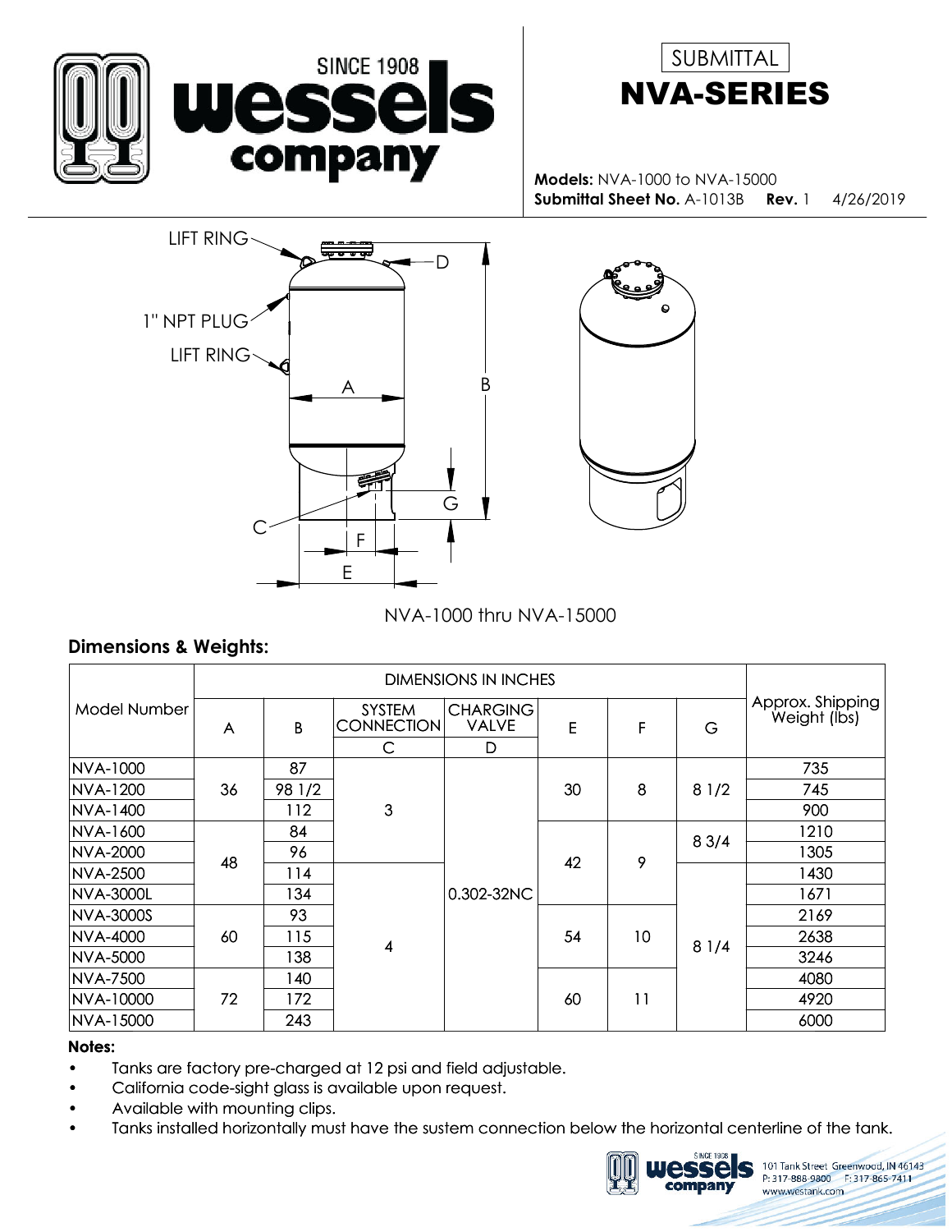SUBMITTAL

# NVA-SERIES

**Models:** NVA-1000 to NVA-15000
**Submittal Sheet No.** A-1013B **Rev.** 1 4/26/2019

LIFT RING
D
1" NPT PLUG
LIFT RING
A
B
G
C
F
E

NVA-1000 thru NVA-15000

## Dimensions & Weights:

| Model Number | DIMENSIONS IN INCHES | | | | | | | Approx. Shipping Weight (lbs) |
|---|---|---|---|---|---|---|---|---|
| | A | B | SYSTEM CONNECTION C | CHARGING VALVE D | E | F | G | |
| NVA-1000 | 36 | 87 | 3 | 0.302-32NC | 30 | 8 | 8 1/2 | 735 |
| NVA-1200 | 36 | 98 1/2 | 3 | 0.302-32NC | 30 | 8 | 8 1/2 | 745 |
| NVA-1400 | 36 | 112 | 3 | 0.302-32NC | 30 | 8 | 8 1/2 | 900 |
| NVA-1600 | 48 | 84 | 3 | 0.302-32NC | 42 | 9 | 8 3/4 | 1210 |
| NVA-2000 | 48 | 96 | 3 | 0.302-32NC | 42 | 9 | 8 3/4 | 1305 |
| NVA-2500 | 48 | 114 | 4 | 0.302-32NC | 42 | 9 | 8 1/4 | 1430 |
| NVA-3000L | 48 | 134 | 4 | 0.302-32NC | 42 | 9 | 8 1/4 | 1671 |
| NVA-3000S | 60 | 93 | 4 | 0.302-32NC | 54 | 10 | 8 1/4 | 2169 |
| NVA-4000 | 60 | 115 | 4 | 0.302-32NC | 54 | 10 | 8 1/4 | 2638 |
| NVA-5000 | 60 | 138 | 4 | 0.302-32NC | 54 | 10 | 8 1/4 | 3246 |
| NVA-7500 | 72 | 140 | 4 | 0.302-32NC | 60 | 11 | 8 1/4 | 4080 |
| NVA-10000 | 72 | 172 | 4 | 0.302-32NC | 60 | 11 | 8 1/4 | 4920 |
| NVA-15000 | 72 | 243 | 4 | 0.302-32NC | 60 | 11 | 8 1/4 | 6000 |

**Notes:**

- Tanks are factory pre-charged at 12 psi and field adjustable.
- California code-sight glass is available upon request.
- Available with mounting clips.
- Tanks installed horizontally must have the sustem connection below the horizontal centerline of the tank.

101 Tank Street Greenwood, IN 46143
P: 317-888-9800 F: 317-865-7411
www.westank.com